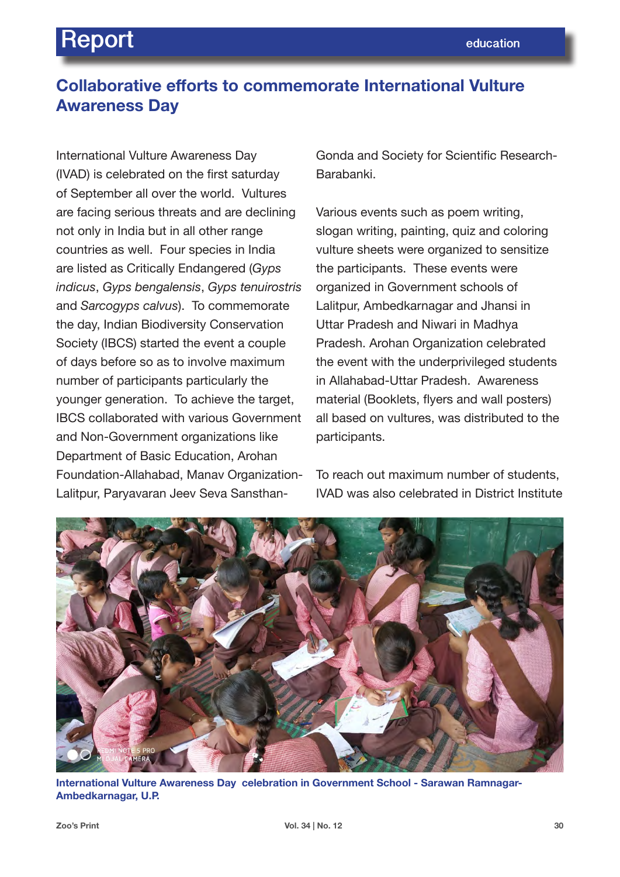# Collaborative efforts to commemorate International Vulture Awareness Day

International Vulture Awareness Day (IVAD) is celebrated on the first saturday of September all over the world. Vultures are facing serious threats and are declining not only in India but in all other range countries as well. Four species in India are listed as Critically Endangered (*Gyps indicus*, *Gyps bengalensis*, *Gyps tenuirostris* and *Sarcogyps calvus*). To commemorate the day, Indian Biodiversity Conservation Society (IBCS) started the event a couple of days before so as to involve maximum number of participants particularly the younger generation. To achieve the target, IBCS collaborated with various Government and Non-Government organizations like Department of Basic Education, Arohan Foundation-Allahabad, Manav Organization-Lalitpur, Paryavaran Jeev Seva Sansthan-Gonda and Society for Scientific Research-Barabanki.

Various events such as poem writing, slogan writing, painting, quiz and coloring vulture sheets were organized to sensitize the participants. These events were organized in Government schools of Lalitpur, Ambedkarnagar and Jhansi in Uttar Pradesh and Niwari in Madhya Pradesh. Arohan Organization celebrated the event with the underprivileged students in Allahabad-Uttar Pradesh. Awareness material (Booklets, flyers and wall posters) all based on vultures, was distributed to the participants.

To reach out maximum number of students, IVAD was also celebrated in District Institute

International Vulture Awareness Day celebration in Government School - Sarawan Ramnagar-Ambedkarnagar, U.P.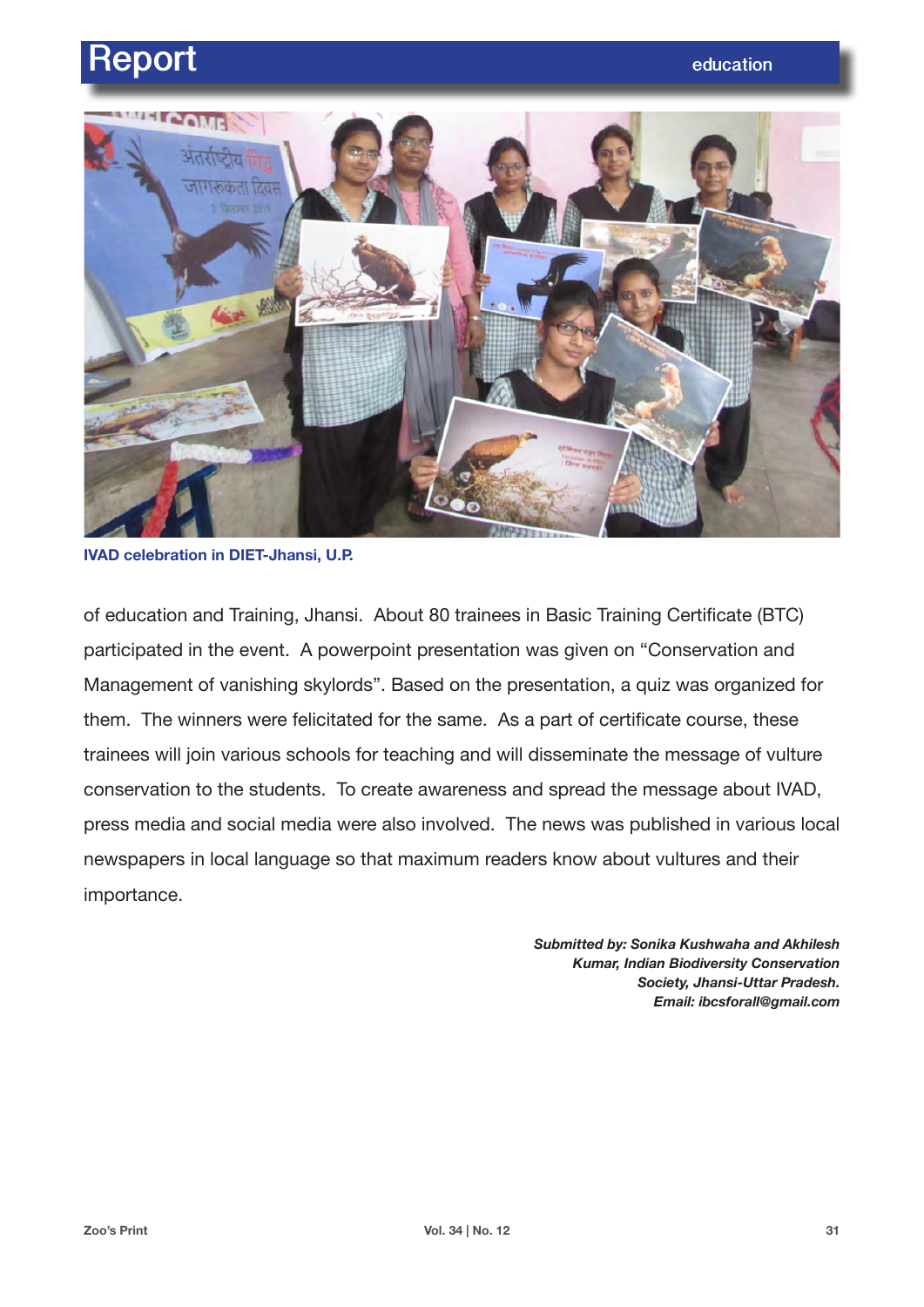IVAD celebration in DIET-Jhansi, U.P.

of education and Training, Jhansi. About 80 trainees in Basic Training Certificate (BTC) participated in the event. A powerpoint presentation was given on "Conservation and Management of vanishing skylords". Based on the presentation, a quiz was organized for them. The winners were felicitated for the same. As a part of certificate course, these trainees will join various schools for teaching and will disseminate the message of vulture conservation to the students. To create awareness and spread the message about IVAD, press media and social media were also involved. The news was published in various local newspapers in local language so that maximum readers know about vultures and their importance.

***Submitted by: Sonika Kushwaha and Akhilesh Kumar, Indian Biodiversity Conservation Society, Jhansi-Uttar Pradesh. Email: ibcsforall@gmail.com***